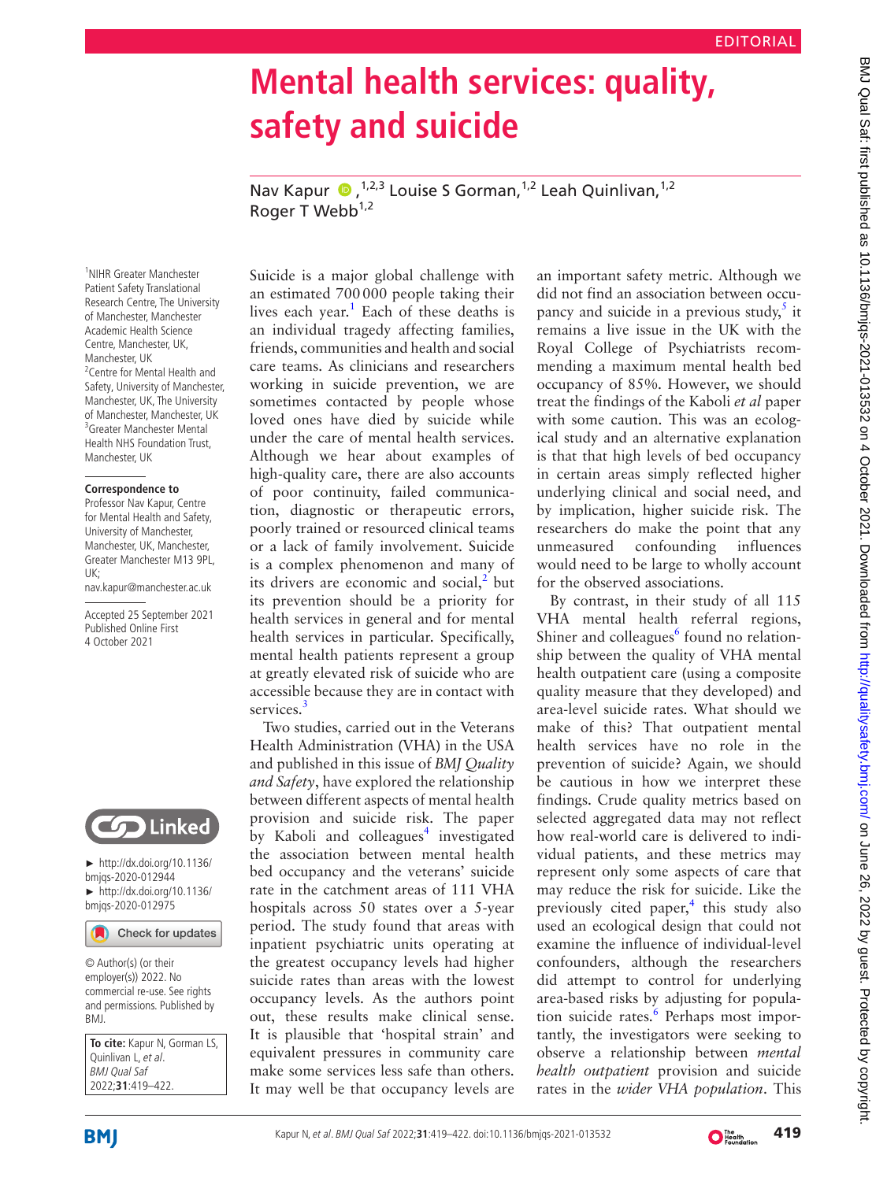EDITORIAL

# Mental health services: quality, safety and suicide

Nav Kapur [1,2,3] Louise S Gorman,[1,2] Leah Quinlivan,[1,2] Roger T Webb[1,2]

[1]NIHR Greater Manchester Patient Safety Translational Research Centre, The University of Manchester, Manchester Academic Health Science Centre, Manchester, UK, Manchester, UK
[2]Centre for Mental Health and Safety, University of Manchester, Manchester, UK, The University of Manchester, Manchester, UK
[3]Greater Manchester Mental Health NHS Foundation Trust, Manchester, UK

**Correspondence to**
Professor Nav Kapur, Centre for Mental Health and Safety, University of Manchester, Manchester, UK, Manchester, Greater Manchester M13 9PL, UK; nav.kapur@manchester.ac.uk

Accepted 25 September 2021
Published Online First 4 October 2021

► http://dx.doi.org/10.1136/bmjqs-2020-012944
► http://dx.doi.org/10.1136/bmjqs-2020-012975

© Author(s) (or their employer(s)) 2022. No commercial re-use. See rights and permissions. Published by BMJ.

**To cite:** Kapur N, Gorman LS, Quinlivan L, *et al*. *BMJ Qual Saf* 2022;**31**:419–422.

Suicide is a major global challenge with an estimated 700 000 people taking their lives each year.[1] Each of these deaths is an individual tragedy affecting families, friends, communities and health and social care teams. As clinicians and researchers working in suicide prevention, we are sometimes contacted by people whose loved ones have died by suicide while under the care of mental health services. Although we hear about examples of high-quality care, there are also accounts of poor continuity, failed communication, diagnostic or therapeutic errors, poorly trained or resourced clinical teams or a lack of family involvement. Suicide is a complex phenomenon and many of its drivers are economic and social,[2] but its prevention should be a priority for health services in general and for mental health services in particular. Specifically, mental health patients represent a group at greatly elevated risk of suicide who are accessible because they are in contact with services.[3]

Two studies, carried out in the Veterans Health Administration (VHA) in the USA and published in this issue of *BMJ Quality and Safety*, have explored the relationship between different aspects of mental health provision and suicide risk. The paper by Kaboli and colleagues[4] investigated the association between mental health bed occupancy and the veterans' suicide rate in the catchment areas of 111 VHA hospitals across 50 states over a 5-year period. The study found that areas with inpatient psychiatric units operating at the greatest occupancy levels had higher suicide rates than areas with the lowest occupancy levels. As the authors point out, these results make clinical sense. It is plausible that 'hospital strain' and equivalent pressures in community care make some services less safe than others. It may well be that occupancy levels are an important safety metric. Although we did not find an association between occupancy and suicide in a previous study,[5] it remains a live issue in the UK with the Royal College of Psychiatrists recommending a maximum mental health bed occupancy of 85%. However, we should treat the findings of the Kaboli *et al* paper with some caution. This was an ecological study and an alternative explanation is that that high levels of bed occupancy in certain areas simply reflected higher underlying clinical and social need, and by implication, higher suicide risk. The researchers do make the point that any unmeasured confounding influences would need to be large to wholly account for the observed associations.

By contrast, in their study of all 115 VHA mental health referral regions, Shiner and colleagues[6] found no relationship between the quality of VHA mental health outpatient care (using a composite quality measure that they developed) and area-level suicide rates. What should we make of this? That outpatient mental health services have no role in the prevention of suicide? Again, we should be cautious in how we interpret these findings. Crude quality metrics based on selected aggregated data may not reflect how real-world care is delivered to individual patients, and these metrics may represent only some aspects of care that may reduce the risk for suicide. Like the previously cited paper,[4] this study also used an ecological design that could not examine the influence of individual-level confounders, although the researchers did attempt to control for underlying area-based risks by adjusting for population suicide rates.[6] Perhaps most importantly, the investigators were seeking to observe a relationship between *mental health outpatient* provision and suicide rates in the *wider VHA population*. This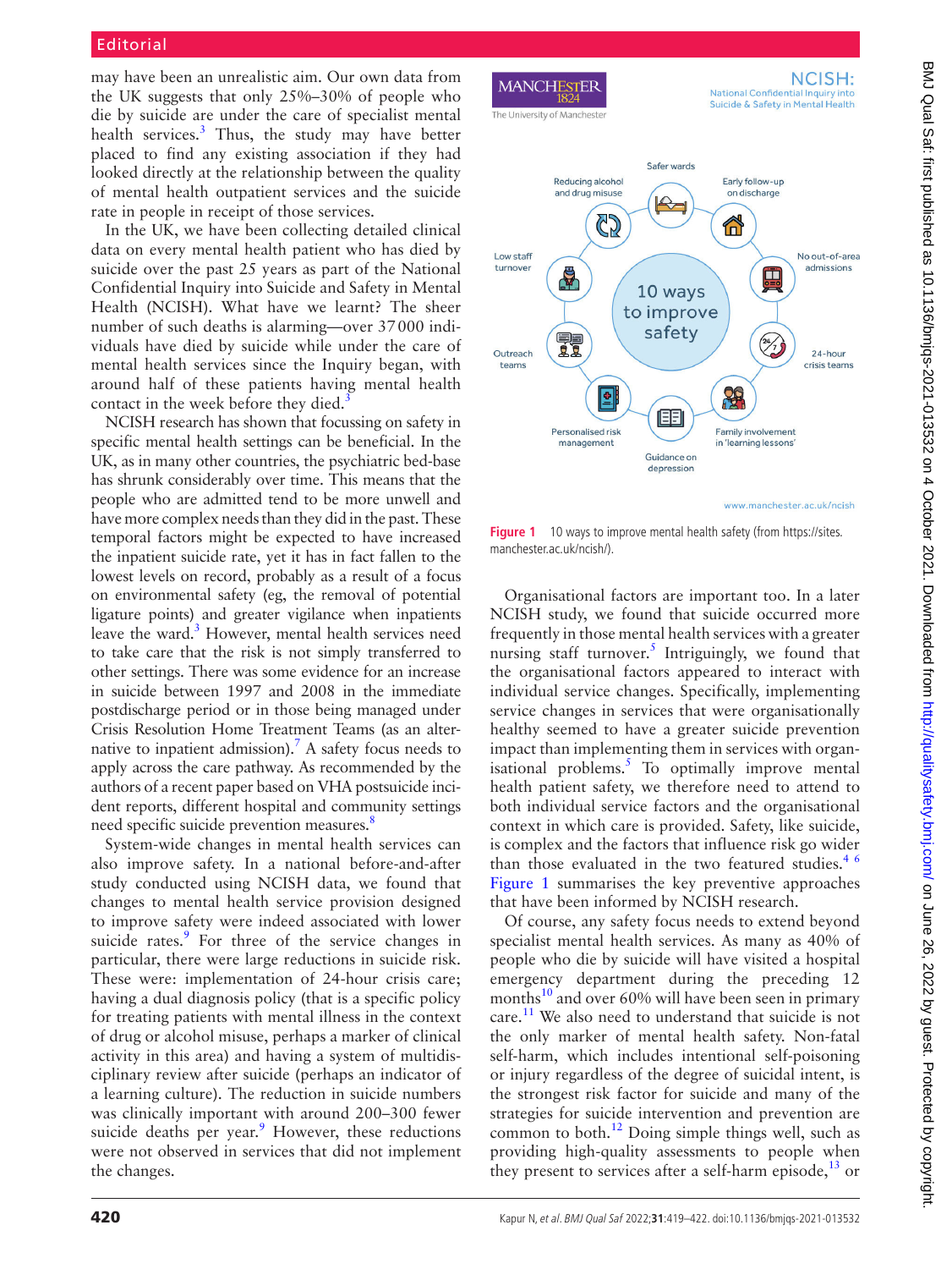may have been an unrealistic aim. Our own data from the UK suggests that only 25%–30% of people who die by suicide are under the care of specialist mental health services.[3] Thus, the study may have better placed to find any existing association if they had looked directly at the relationship between the quality of mental health outpatient services and the suicide rate in people in receipt of those services.

In the UK, we have been collecting detailed clinical data on every mental health patient who has died by suicide over the past 25 years as part of the National Confidential Inquiry into Suicide and Safety in Mental Health (NCISH). What have we learnt? The sheer number of such deaths is alarming—over 37 000 individuals have died by suicide while under the care of mental health services since the Inquiry began, with around half of these patients having mental health contact in the week before they died.[3]

NCISH research has shown that focussing on safety in specific mental health settings can be beneficial. In the UK, as in many other countries, the psychiatric bed-base has shrunk considerably over time. This means that the people who are admitted tend to be more unwell and have more complex needs than they did in the past. These temporal factors might be expected to have increased the inpatient suicide rate, yet it has in fact fallen to the lowest levels on record, probably as a result of a focus on environmental safety (eg, the removal of potential ligature points) and greater vigilance when inpatients leave the ward.[3] However, mental health services need to take care that the risk is not simply transferred to other settings. There was some evidence for an increase in suicide between 1997 and 2008 in the immediate postdischarge period or in those being managed under Crisis Resolution Home Treatment Teams (as an alternative to inpatient admission).[7] A safety focus needs to apply across the care pathway. As recommended by the authors of a recent paper based on VHA postsuicide incident reports, different hospital and community settings need specific suicide prevention measures.[8]

System-wide changes in mental health services can also improve safety. In a national before-and-after study conducted using NCISH data, we found that changes to mental health service provision designed to improve safety were indeed associated with lower suicide rates.[9] For three of the service changes in particular, there were large reductions in suicide risk. These were: implementation of 24-hour crisis care; having a dual diagnosis policy (that is a specific policy for treating patients with mental illness in the context of drug or alcohol misuse, perhaps a marker of clinical activity in this area) and having a system of multidisciplinary review after suicide (perhaps an indicator of a learning culture). The reduction in suicide numbers was clinically important with around 200–300 fewer suicide deaths per year.[9] However, these reductions were not observed in services that did not implement the changes.

MANCHESTER 1824 The University of Manchester

NCISH: National Confidential Inquiry into Suicide & Safety in Mental Health

10 ways to improve safety

- Safer wards
- Early follow-up on discharge
- No out-of-area admissions
- 24-hour crisis teams
- Family involvement in 'learning lessons'
- Guidance on depression
- Personalised risk management
- Outreach teams
- Low staff turnover
- Reducing alcohol and drug misuse

www.manchester.ac.uk/ncish

**Figure 1** 10 ways to improve mental health safety (from https://sites.manchester.ac.uk/ncish/).

Organisational factors are important too. In a later NCISH study, we found that suicide occurred more frequently in those mental health services with a greater nursing staff turnover.[5] Intriguingly, we found that the organisational factors appeared to interact with individual service changes. Specifically, implementing service changes in services that were organisationally healthy seemed to have a greater suicide prevention impact than implementing them in services with organisational problems.[5] To optimally improve mental health patient safety, we therefore need to attend to both individual service factors and the organisational context in which care is provided. Safety, like suicide, is complex and the factors that influence risk go wider than those evaluated in the two featured studies.[4 6] Figure 1 summarises the key preventive approaches that have been informed by NCISH research.

Of course, any safety focus needs to extend beyond specialist mental health services. As many as 40% of people who die by suicide will have visited a hospital emergency department during the preceding 12 months[10] and over 60% will have been seen in primary care.[11] We also need to understand that suicide is not the only marker of mental health safety. Non-fatal self-harm, which includes intentional self-poisoning or injury regardless of the degree of suicidal intent, is the strongest risk factor for suicide and many of the strategies for suicide intervention and prevention are common to both.[12] Doing simple things well, such as providing high-quality assessments to people when they present to services after a self-harm episode,[13] or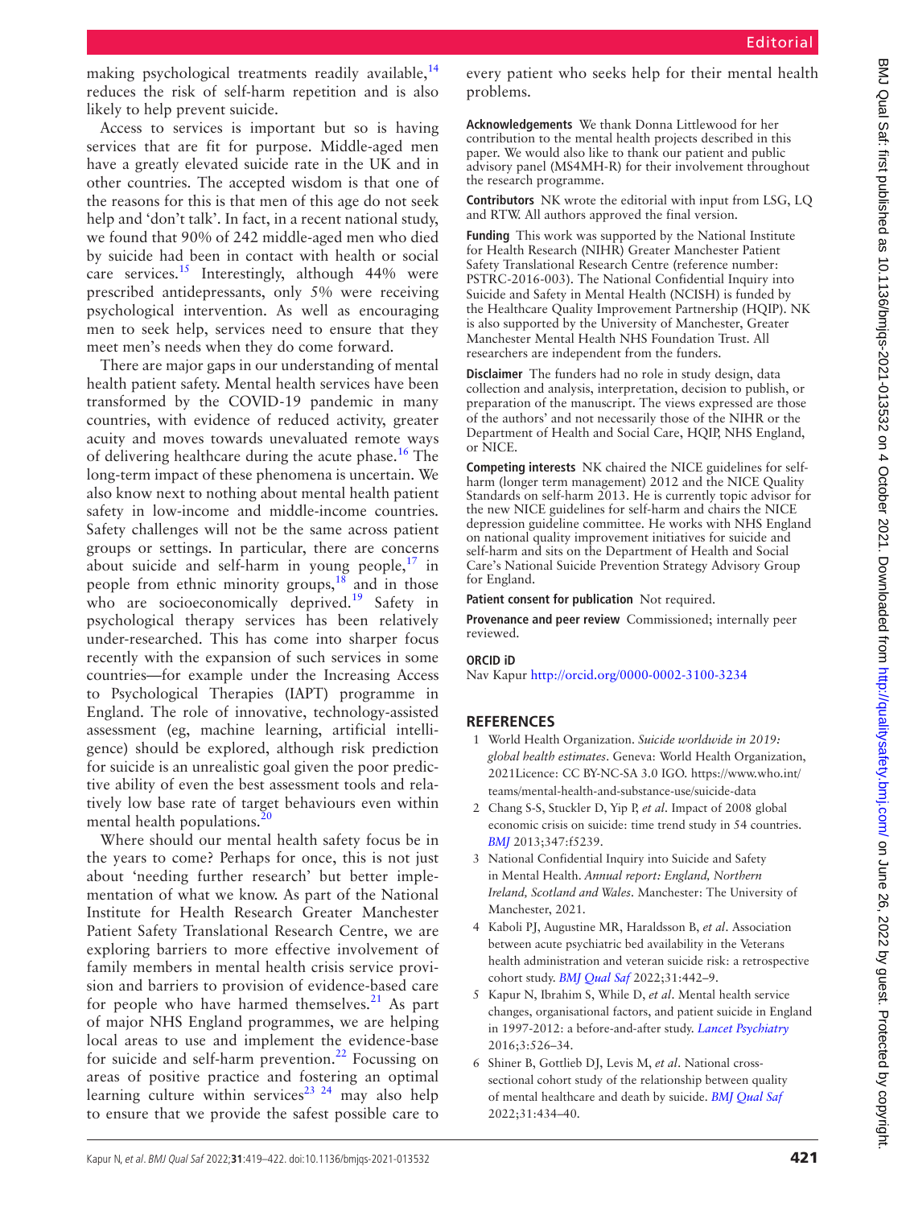making psychological treatments readily available,[14] reduces the risk of self-harm repetition and is also likely to help prevent suicide.

Access to services is important but so is having services that are fit for purpose. Middle-aged men have a greatly elevated suicide rate in the UK and in other countries. The accepted wisdom is that one of the reasons for this is that men of this age do not seek help and 'don't talk'. In fact, in a recent national study, we found that 90% of 242 middle-aged men who died by suicide had been in contact with health or social care services.[15] Interestingly, although 44% were prescribed antidepressants, only 5% were receiving psychological intervention. As well as encouraging men to seek help, services need to ensure that they meet men's needs when they do come forward.

There are major gaps in our understanding of mental health patient safety. Mental health services have been transformed by the COVID-19 pandemic in many countries, with evidence of reduced activity, greater acuity and moves towards unevaluated remote ways of delivering healthcare during the acute phase.[16] The long-term impact of these phenomena is uncertain. We also know next to nothing about mental health patient safety in low-income and middle-income countries. Safety challenges will not be the same across patient groups or settings. In particular, there are concerns about suicide and self-harm in young people,[17] in people from ethnic minority groups,[18] and in those who are socioeconomically deprived.[19] Safety in psychological therapy services has been relatively under-researched. This has come into sharper focus recently with the expansion of such services in some countries—for example under the Increasing Access to Psychological Therapies (IAPT) programme in England. The role of innovative, technology-assisted assessment (eg, machine learning, artificial intelligence) should be explored, although risk prediction for suicide is an unrealistic goal given the poor predictive ability of even the best assessment tools and relatively low base rate of target behaviours even within mental health populations.[20]

Where should our mental health safety focus be in the years to come? Perhaps for once, this is not just about 'needing further research' but better implementation of what we know. As part of the National Institute for Health Research Greater Manchester Patient Safety Translational Research Centre, we are exploring barriers to more effective involvement of family members in mental health crisis service provision and barriers to provision of evidence-based care for people who have harmed themselves.[21] As part of major NHS England programmes, we are helping local areas to use and implement the evidence-base for suicide and self-harm prevention.[22] Focussing on areas of positive practice and fostering an optimal learning culture within services[23 24] may also help to ensure that we provide the safest possible care to every patient who seeks help for their mental health problems.

**Acknowledgements** We thank Donna Littlewood for her contribution to the mental health projects described in this paper. We would also like to thank our patient and public advisory panel (MS4MH-R) for their involvement throughout the research programme.

**Contributors** NK wrote the editorial with input from LSG, LQ and RTW. All authors approved the final version.

**Funding** This work was supported by the National Institute for Health Research (NIHR) Greater Manchester Patient Safety Translational Research Centre (reference number: PSTRC-2016-003). The National Confidential Inquiry into Suicide and Safety in Mental Health (NCISH) is funded by the Healthcare Quality Improvement Partnership (HQIP). NK is also supported by the University of Manchester, Greater Manchester Mental Health NHS Foundation Trust. All researchers are independent from the funders.

**Disclaimer** The funders had no role in study design, data collection and analysis, interpretation, decision to publish, or preparation of the manuscript. The views expressed are those of the authors' and not necessarily those of the NIHR or the Department of Health and Social Care, HQIP, NHS England, or NICE.

**Competing interests** NK chaired the NICE guidelines for self-harm (longer term management) 2012 and the NICE Quality Standards on self-harm 2013. He is currently topic advisor for the new NICE guidelines for self-harm and chairs the NICE depression guideline committee. He works with NHS England on national quality improvement initiatives for suicide and self-harm and sits on the Department of Health and Social Care's National Suicide Prevention Strategy Advisory Group for England.

**Patient consent for publication** Not required.

**Provenance and peer review** Commissioned; internally peer reviewed.

**ORCID iD**

Nav Kapur http://orcid.org/0000-0002-3100-3234

## REFERENCES

1. World Health Organization. *Suicide worldwide in 2019: global health estimates*. Geneva: World Health Organization, 2021Licence: CC BY-NC-SA 3.0 IGO. https://www.who.int/teams/mental-health-and-substance-use/suicide-data
2. Chang S-S, Stuckler D, Yip P, *et al*. Impact of 2008 global economic crisis on suicide: time trend study in 54 countries. *BMJ* 2013;347:f5239.
3. National Confidential Inquiry into Suicide and Safety in Mental Health. *Annual report: England, Northern Ireland, Scotland and Wales*. Manchester: The University of Manchester, 2021.
4. Kaboli PJ, Augustine MR, Haraldsson B, *et al*. Association between acute psychiatric bed availability in the Veterans health administration and veteran suicide risk: a retrospective cohort study. *BMJ Qual Saf* 2022;31:442–9.
5. Kapur N, Ibrahim S, While D, *et al*. Mental health service changes, organisational factors, and patient suicide in England in 1997-2012: a before-and-after study. *Lancet Psychiatry* 2016;3:526–34.
6. Shiner B, Gottlieb DJ, Levis M, *et al*. National cross-sectional cohort study of the relationship between quality of mental healthcare and death by suicide. *BMJ Qual Saf* 2022;31:434–40.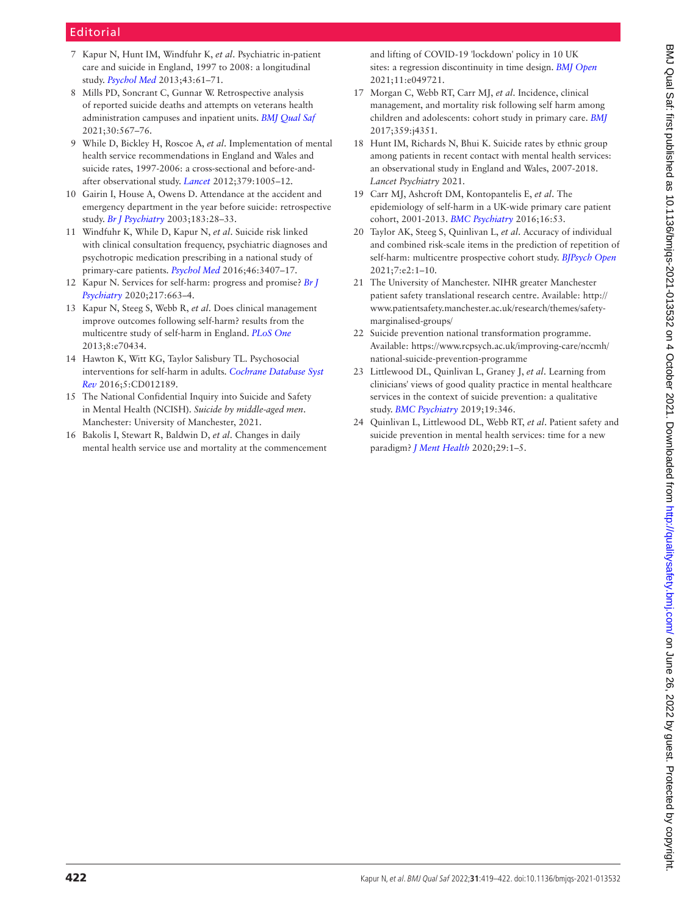7 Kapur N, Hunt IM, Windfuhr K, *et al*. Psychiatric in-patient care and suicide in England, 1997 to 2008: a longitudinal study. *Psychol Med* 2013;43:61–71.

8 Mills PD, Soncrant C, Gunnar W. Retrospective analysis of reported suicide deaths and attempts on veterans health administration campuses and inpatient units. *BMJ Qual Saf* 2021;30:567–76.

9 While D, Bickley H, Roscoe A, *et al*. Implementation of mental health service recommendations in England and Wales and suicide rates, 1997-2006: a cross-sectional and before-and-after observational study. *Lancet* 2012;379:1005–12.

10 Gairin I, House A, Owens D. Attendance at the accident and emergency department in the year before suicide: retrospective study. *Br J Psychiatry* 2003;183:28–33.

11 Windfuhr K, While D, Kapur N, *et al*. Suicide risk linked with clinical consultation frequency, psychiatric diagnoses and psychotropic medication prescribing in a national study of primary-care patients. *Psychol Med* 2016;46:3407–17.

12 Kapur N. Services for self-harm: progress and promise? *Br J Psychiatry* 2020;217:663–4.

13 Kapur N, Steeg S, Webb R, *et al*. Does clinical management improve outcomes following self-harm? results from the multicentre study of self-harm in England. *PLoS One* 2013;8:e70434.

14 Hawton K, Witt KG, Taylor Salisbury TL. Psychosocial interventions for self-harm in adults. *Cochrane Database Syst Rev* 2016;5:CD012189.

15 The National Confidential Inquiry into Suicide and Safety in Mental Health (NCISH). *Suicide by middle-aged men*. Manchester: University of Manchester, 2021.

16 Bakolis I, Stewart R, Baldwin D, *et al*. Changes in daily mental health service use and mortality at the commencement and lifting of COVID-19 'lockdown' policy in 10 UK sites: a regression discontinuity in time design. *BMJ Open* 2021;11:e049721.

17 Morgan C, Webb RT, Carr MJ, *et al*. Incidence, clinical management, and mortality risk following self harm among children and adolescents: cohort study in primary care. *BMJ* 2017;359:j4351.

18 Hunt IM, Richards N, Bhui K. Suicide rates by ethnic group among patients in recent contact with mental health services: an observational study in England and Wales, 2007-2018. *Lancet Psychiatry* 2021.

19 Carr MJ, Ashcroft DM, Kontopantelis E, *et al*. The epidemiology of self-harm in a UK-wide primary care patient cohort, 2001-2013. *BMC Psychiatry* 2016;16:53.

20 Taylor AK, Steeg S, Quinlivan L, *et al*. Accuracy of individual and combined risk-scale items in the prediction of repetition of self-harm: multicentre prospective cohort study. *BJPsych Open* 2021;7:e2:1–10.

21 The University of Manchester. NIHR greater Manchester patient safety translational research centre. Available: http://www.patientsafety.manchester.ac.uk/research/themes/safety-marginalised-groups/

22 Suicide prevention national transformation programme. Available: https://www.rcpsych.ac.uk/improving-care/nccmh/national-suicide-prevention-programme

23 Littlewood DL, Quinlivan L, Graney J, *et al*. Learning from clinicians' views of good quality practice in mental healthcare services in the context of suicide prevention: a qualitative study. *BMC Psychiatry* 2019;19:346.

24 Quinlivan L, Littlewood DL, Webb RT, *et al*. Patient safety and suicide prevention in mental health services: time for a new paradigm? *J Ment Health* 2020;29:1–5.